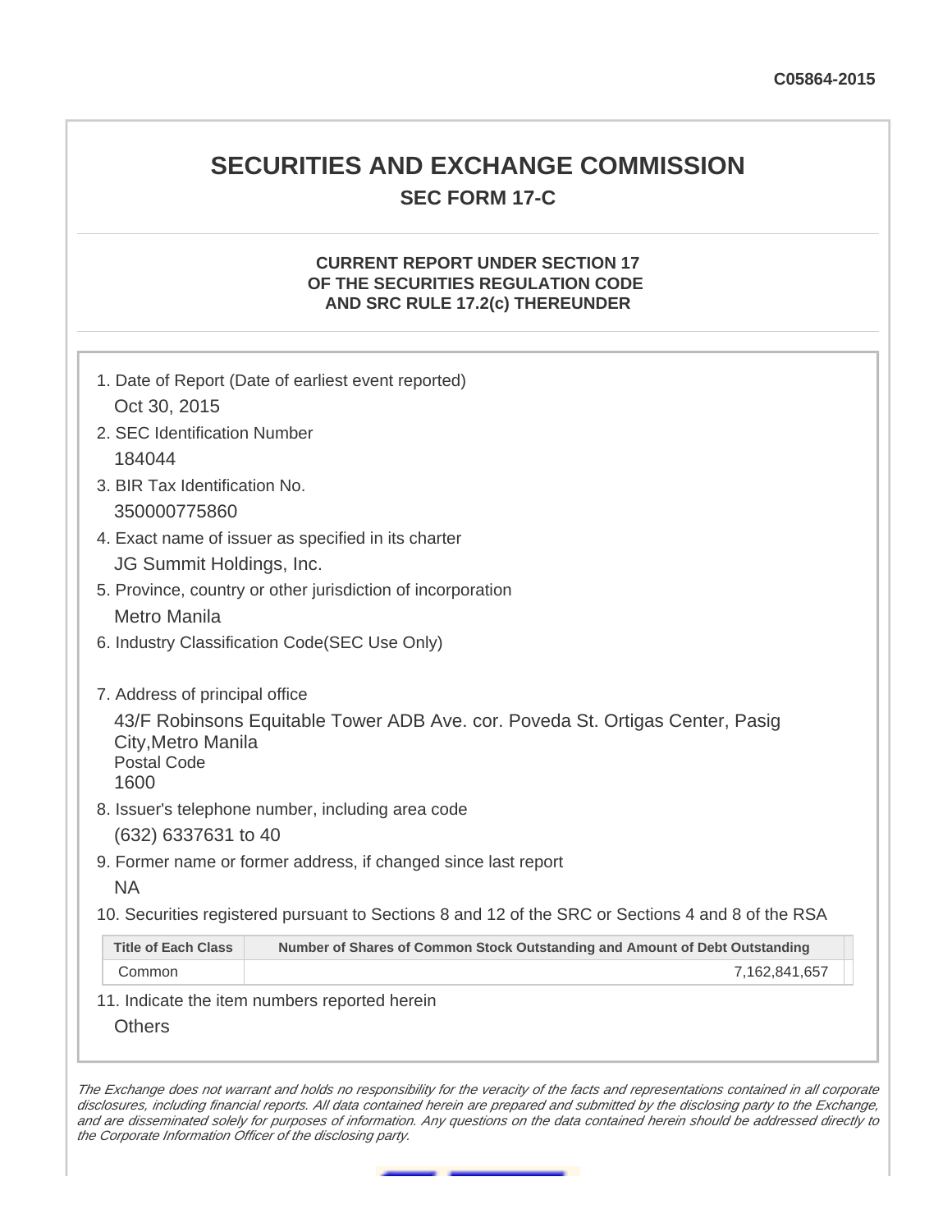C05864-2015

# SECURITIES AND EXCHANGE COMMISSION

## SEC FORM 17-C

### CURRENT REPORT UNDER SECTION 17 OF THE SECURITIES REGULATION CODE AND SRC RULE 17.2(c) THEREUNDER

1. Date of Report (Date of earliest event reported)

   Oct 30, 2015

2. SEC Identification Number

   184044

3. BIR Tax Identification No.

   350000775860

4. Exact name of issuer as specified in its charter

   JG Summit Holdings, Inc.

5. Province, country or other jurisdiction of incorporation

   Metro Manila

6. Industry Classification Code(SEC Use Only)

7. Address of principal office

   43/F Robinsons Equitable Tower ADB Ave. cor. Poveda St. Ortigas Center, Pasig City,Metro Manila
   Postal Code
   1600

8. Issuer's telephone number, including area code

   (632) 6337631 to 40

9. Former name or former address, if changed since last report

   NA

10. Securities registered pursuant to Sections 8 and 12 of the SRC or Sections 4 and 8 of the RSA

| Title of Each Class | Number of Shares of Common Stock Outstanding and Amount of Debt Outstanding |
|---|---|
| Common | 7,162,841,657 |

11. Indicate the item numbers reported herein

    Others

*The Exchange does not warrant and holds no responsibility for the veracity of the facts and representations contained in all corporate disclosures, including financial reports. All data contained herein are prepared and submitted by the disclosing party to the Exchange, and are disseminated solely for purposes of information. Any questions on the data contained herein should be addressed directly to the Corporate Information Officer of the disclosing party.*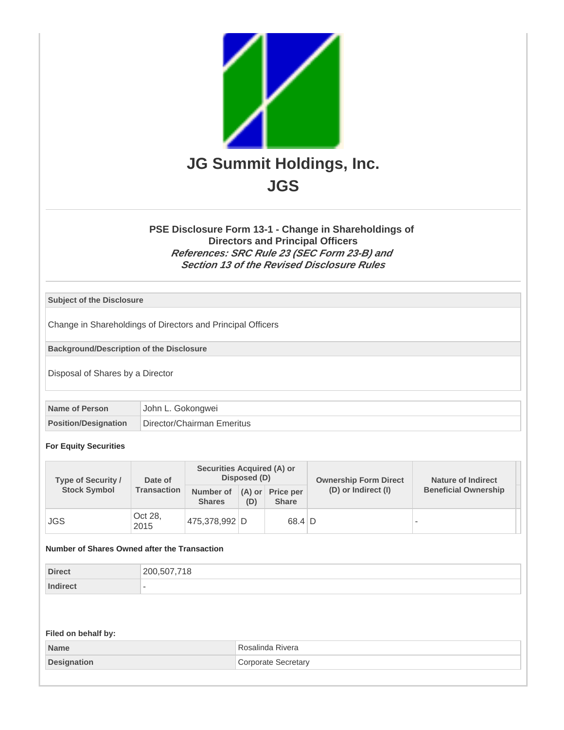# JG Summit Holdings, Inc.

# JGS

### PSE Disclosure Form 13-1 - Change in Shareholdings of Directors and Principal Officers

***References: SRC Rule 23 (SEC Form 23-B) and Section 13 of the Revised Disclosure Rules***

| Subject of the Disclosure |
|---|
| Change in Shareholdings of Directors and Principal Officers |
| **Background/Description of the Disclosure** |
| Disposal of Shares by a Director |

| | |
|---|---|
| **Name of Person** | John L. Gokongwei |
| **Position/Designation** | Director/Chairman Emeritus |

**For Equity Securities**

| Type of Security / Stock Symbol | Date of Transaction | Securities Acquired (A) or Disposed (D) | | | Ownership Form Direct (D) or Indirect (I) | Nature of Indirect Beneficial Ownership |
|---|---|---|---|---|---|---|
| | | Number of Shares | (A) or (D) | Price per Share | | |
| JGS | Oct 28, 2015 | 475,378,992 | D | 68.4 | D | - |

**Number of Shares Owned after the Transaction**

| | |
|---|---|
| **Direct** | 200,507,718 |
| **Indirect** | - |

**Filed on behalf by:**

| | |
|---|---|
| **Name** | Rosalinda Rivera |
| **Designation** | Corporate Secretary |